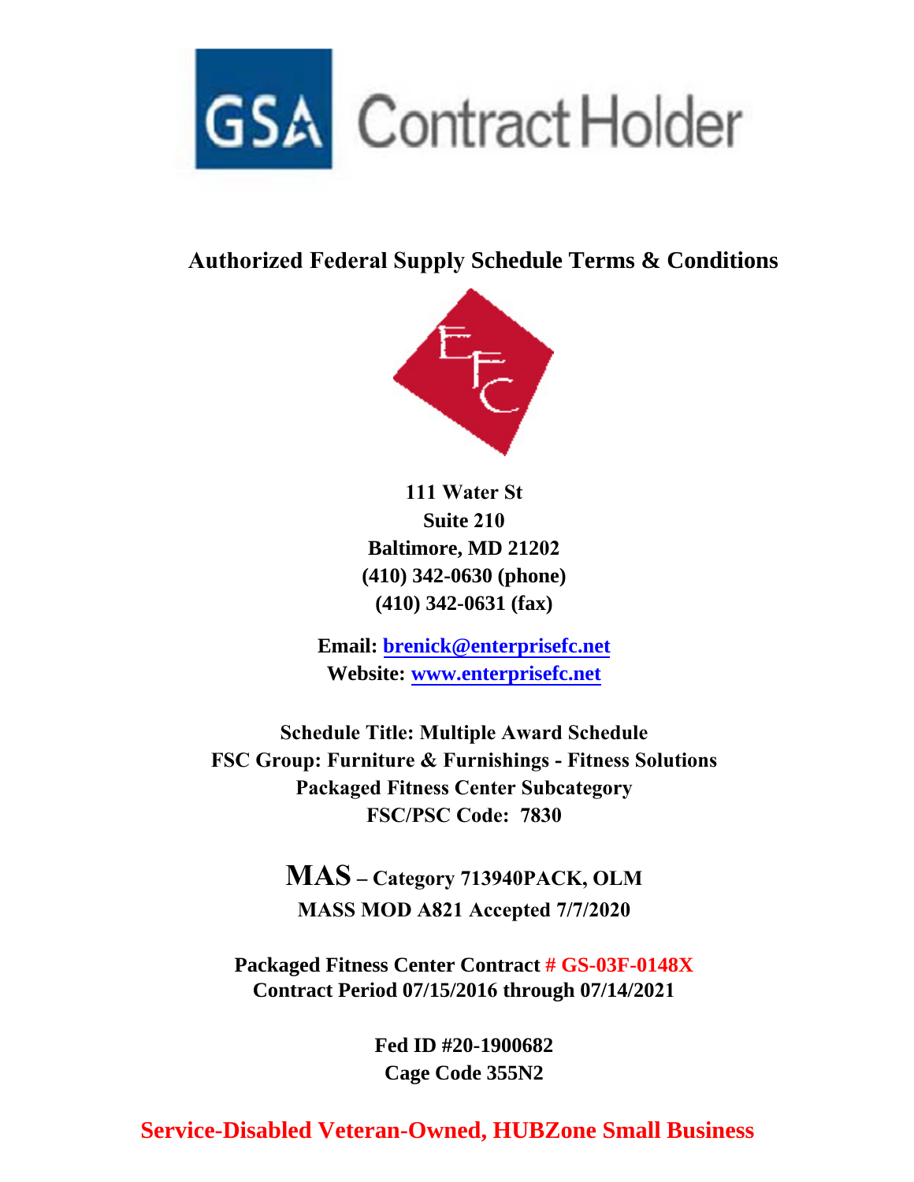GSA Contract Holder

# Authorized Federal Supply Schedule Terms & Conditions

EFC

**111 Water St**
**Suite 210**
**Baltimore, MD 21202**
**(410) 342-0630 (phone)**
**(410) 342-0631 (fax)**

**Email: brenick@enterprisefc.net**
**Website: www.enterprisefc.net**

**Schedule Title: Multiple Award Schedule**
**FSC Group: Furniture & Furnishings - Fitness Solutions**
**Packaged Fitness Center Subcategory**
**FSC/PSC Code: 7830**

**MAS – Category 713940PACK, OLM**
**MASS MOD A821 Accepted 7/7/2020**

**Packaged Fitness Center Contract # GS-03F-0148X**
**Contract Period 07/15/2016 through 07/14/2021**

**Fed ID #20-1900682**
**Cage Code 355N2**

**Service-Disabled Veteran-Owned, HUBZone Small Business**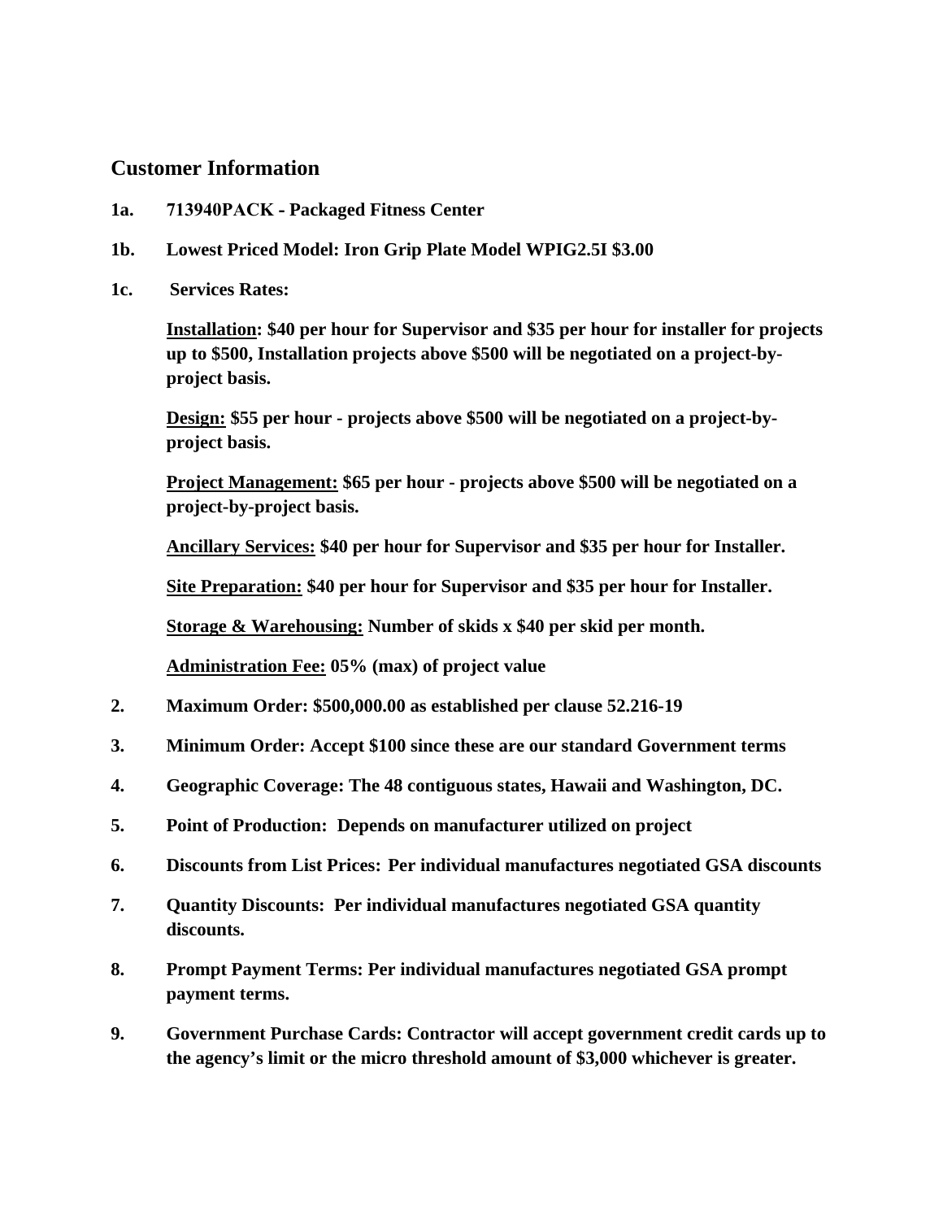## Customer Information

**1a. 713940PACK - Packaged Fitness Center**

**1b. Lowest Priced Model: Iron Grip Plate Model WPIG2.5I $3.00**

**1c. Services Rates:**

**Installation: $40 per hour for Supervisor and $35 per hour for installer for projects up to $500, Installation projects above $500 will be negotiated on a project-by-project basis.**

**Design: $55 per hour - projects above $500 will be negotiated on a project-by-project basis.**

**Project Management: $65 per hour - projects above $500 will be negotiated on a project-by-project basis.**

**Ancillary Services: $40 per hour for Supervisor and $35 per hour for Installer.**

**Site Preparation: $40 per hour for Supervisor and $35 per hour for Installer.**

**Storage & Warehousing: Number of skids x $40 per skid per month.**

**Administration Fee: 05% (max) of project value**

**2. Maximum Order: $500,000.00 as established per clause 52.216-19**

**3. Minimum Order: Accept $100 since these are our standard Government terms**

**4. Geographic Coverage: The 48 contiguous states, Hawaii and Washington, DC.**

**5. Point of Production: Depends on manufacturer utilized on project**

**6. Discounts from List Prices: Per individual manufactures negotiated GSA discounts**

**7. Quantity Discounts: Per individual manufactures negotiated GSA quantity discounts.**

**8. Prompt Payment Terms: Per individual manufactures negotiated GSA prompt payment terms.**

**9. Government Purchase Cards: Contractor will accept government credit cards up to the agency's limit or the micro threshold amount of $3,000 whichever is greater.**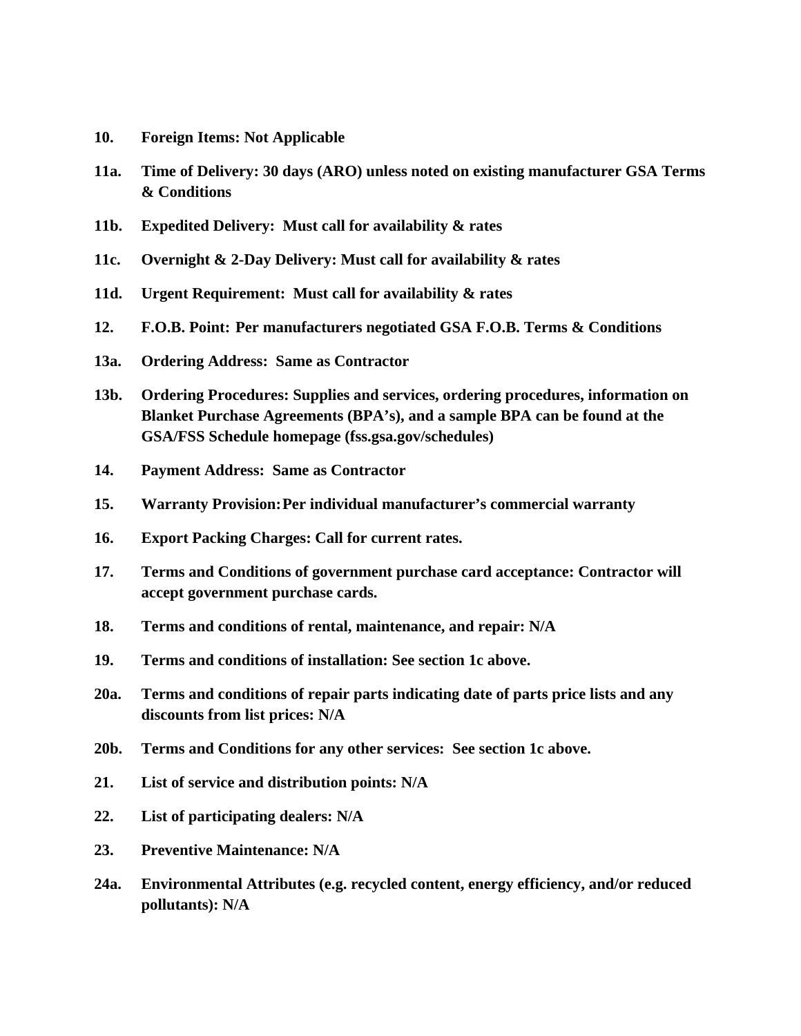**10. Foreign Items: Not Applicable**

**11a. Time of Delivery: 30 days (ARO) unless noted on existing manufacturer GSA Terms & Conditions**

**11b. Expedited Delivery: Must call for availability & rates**

**11c. Overnight & 2-Day Delivery: Must call for availability & rates**

**11d. Urgent Requirement: Must call for availability & rates**

**12. F.O.B. Point: Per manufacturers negotiated GSA F.O.B. Terms & Conditions**

**13a. Ordering Address: Same as Contractor**

**13b. Ordering Procedures: Supplies and services, ordering procedures, information on Blanket Purchase Agreements (BPA's), and a sample BPA can be found at the GSA/FSS Schedule homepage (fss.gsa.gov/schedules)**

**14. Payment Address: Same as Contractor**

**15. Warranty Provision: Per individual manufacturer's commercial warranty**

**16. Export Packing Charges: Call for current rates.**

**17. Terms and Conditions of government purchase card acceptance: Contractor will accept government purchase cards.**

**18. Terms and conditions of rental, maintenance, and repair: N/A**

**19. Terms and conditions of installation: See section 1c above.**

**20a. Terms and conditions of repair parts indicating date of parts price lists and any discounts from list prices: N/A**

**20b. Terms and Conditions for any other services: See section 1c above.**

**21. List of service and distribution points: N/A**

**22. List of participating dealers: N/A**

**23. Preventive Maintenance: N/A**

**24a. Environmental Attributes (e.g. recycled content, energy efficiency, and/or reduced pollutants): N/A**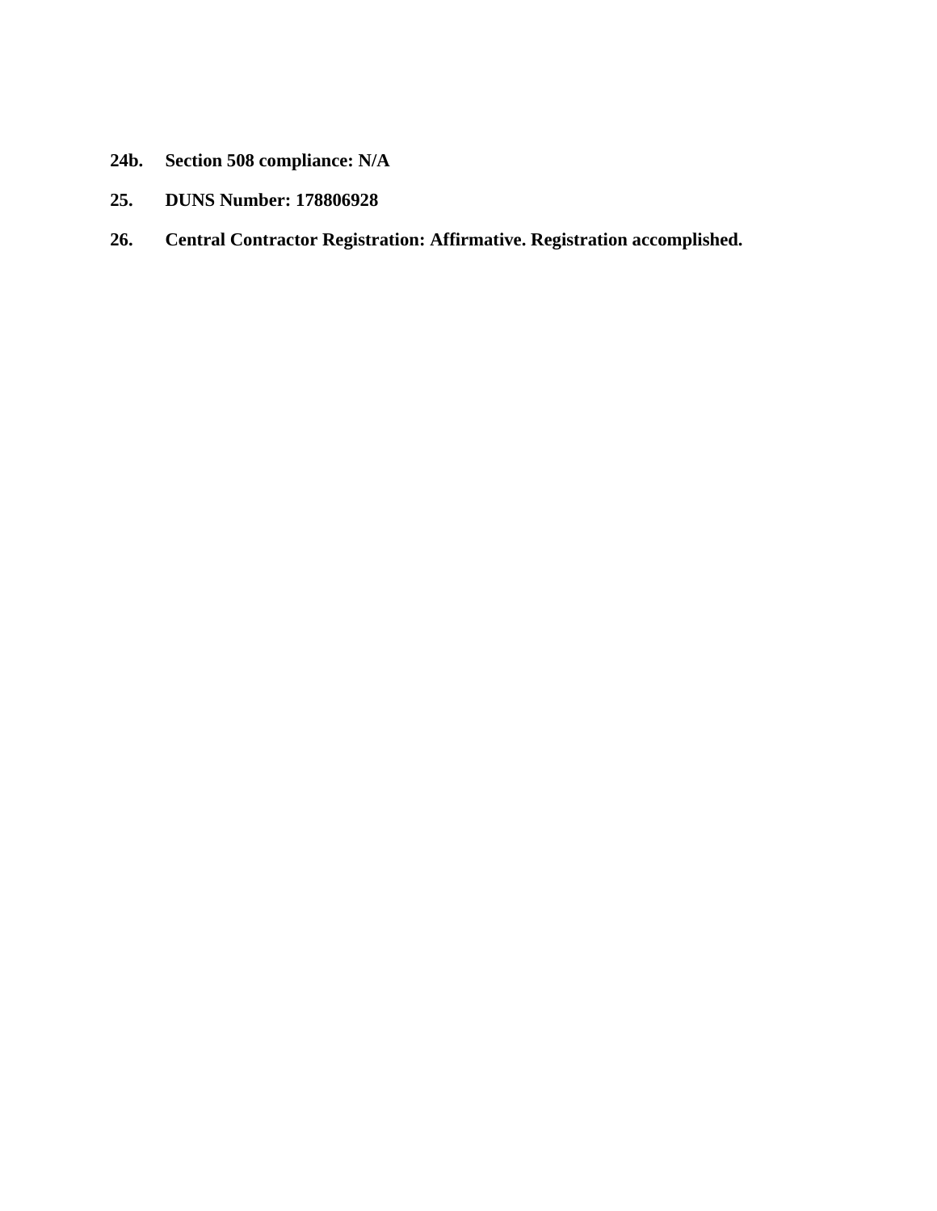**24b. Section 508 compliance: N/A**

**25. DUNS Number: 178806928**

**26. Central Contractor Registration: Affirmative. Registration accomplished.**